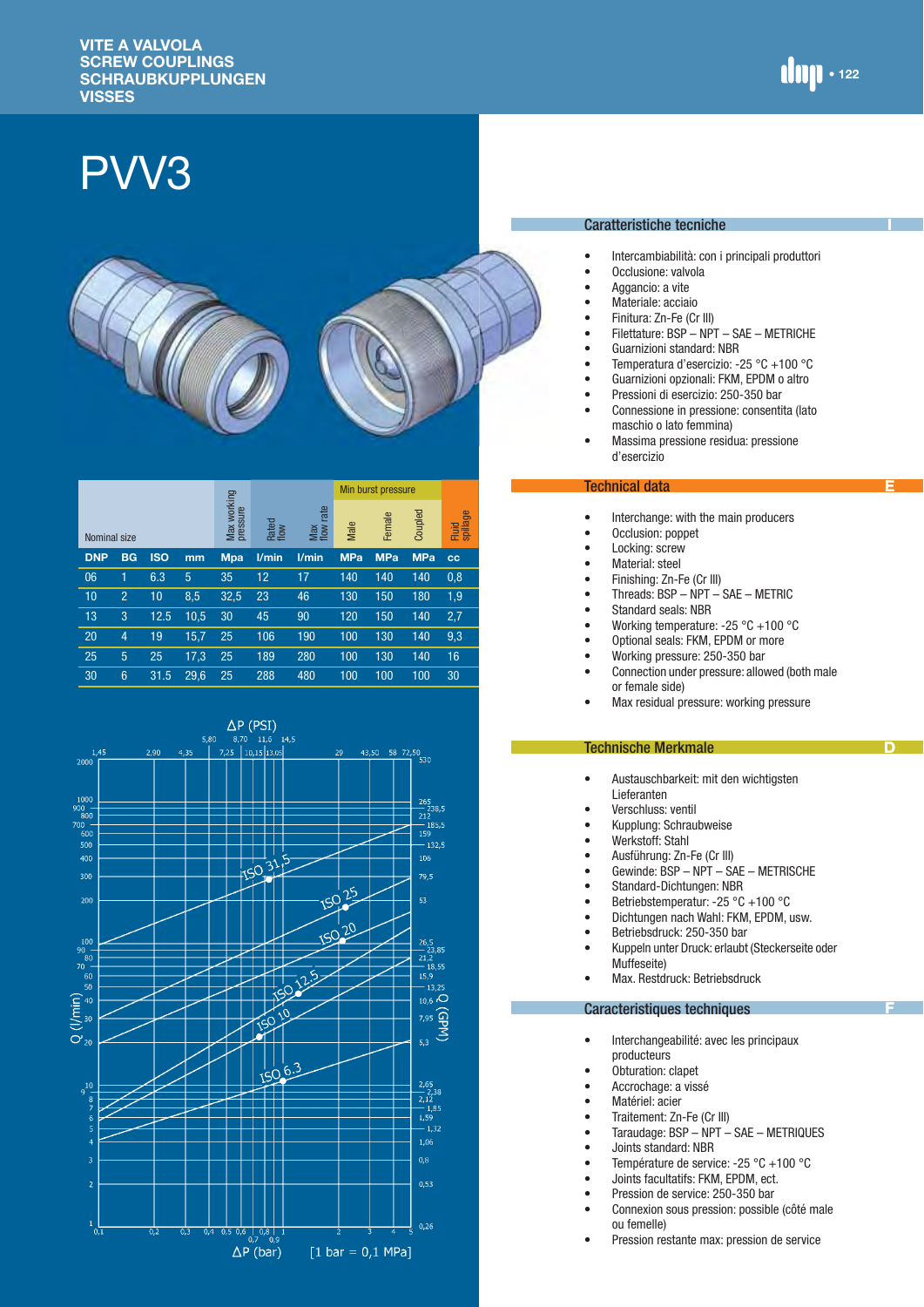VITE A VALVOLA
SCREW COUPLINGS
SCHRAUBKUPPLUNGEN
VISSES

# PVV3

| Nominal size | | | | Max working pressure | Rated flow | Max flow rate | Min burst pressure | | | Fluid spillage |
|---|---|---|---|---|---|---|---|---|---|---|
| | | | | | | | Male | Female | Coupled | |
| DNP | BG | ISO | mm | Mpa | l/min | l/min | MPa | MPa | MPa | cc |
| 06 | 1 | 6.3 | 5 | 35 | 12 | 17 | 140 | 140 | 140 | 0,8 |
| 10 | 2 | 10 | 8,5 | 32,5 | 23 | 46 | 130 | 150 | 180 | 1,9 |
| 13 | 3 | 12.5 | 10,5 | 30 | 45 | 90 | 120 | 150 | 140 | 2,7 |
| 20 | 4 | 19 | 15,7 | 25 | 106 | 190 | 100 | 130 | 140 | 9,3 |
| 25 | 5 | 25 | 17,3 | 25 | 189 | 280 | 100 | 130 | 140 | 16 |
| 30 | 6 | 31.5 | 29,6 | 25 | 288 | 480 | 100 | 100 | 100 | 30 |

ΔP (PSI)
Q (l/min)
Q (GPM)
ISO 31,5
ISO 25
ISO 20
ISO 12,5
ISO 10
ISO 6,3
ΔP (bar) [1 bar = 0,1 MPa]

## Caratteristiche tecniche

- Intercambiabilità: con i principali produttori
- Occlusione: valvola
- Aggancio: a vite
- Materiale: acciaio
- Finitura: Zn-Fe (Cr III)
- Filettature: BSP – NPT – SAE – METRICHE
- Guarnizioni standard: NBR
- Temperatura d'esercizio: -25 °C +100 °C
- Guarnizioni opzionali: FKM, EPDM o altro
- Pressioni di esercizio: 250-350 bar
- Connessione in pressione: consentita (lato maschio o lato femmina)
- Massima pressione residua: pressione d'esercizio

## Technical data

- Interchange: with the main producers
- Occlusion: poppet
- Locking: screw
- Material: steel
- Finishing: Zn-Fe (Cr III)
- Threads: BSP – NPT – SAE – METRIC
- Standard seals: NBR
- Working temperature: -25 °C +100 °C
- Optional seals: FKM, EPDM or more
- Working pressure: 250-350 bar
- Connection under pressure: allowed (both male or female side)
- Max residual pressure: working pressure

## Technische Merkmale

- Austauschbarkeit: mit den wichtigsten Lieferanten
- Verschluss: ventil
- Kupplung: Schraubweise
- Werkstoff: Stahl
- Ausführung: Zn-Fe (Cr III)
- Gewinde: BSP – NPT – SAE – METRISCHE
- Standard-Dichtungen: NBR
- Betriebstemperatur: -25 °C +100 °C
- Dichtungen nach Wahl: FKM, EPDM, usw.
- Betriebsdruck: 250-350 bar
- Kuppeln unter Druck: erlaubt (Steckerseite oder Muffeseite)
- Max. Restdruck: Betriebsdruck

## Caracteristiques techniques

- Interchangeabilité: avec les principaux producteurs
- Obturation: clapet
- Accrochage: a vissé
- Matériel: acier
- Traitement: Zn-Fe (Cr III)
- Taraudage: BSP – NPT – SAE – METRIQUES
- Joints standard: NBR
- Température de service: -25 °C +100 °C
- Joints facultatifs: FKM, EPDM, ect.
- Pression de service: 250-350 bar
- Connexion sous pression: possible (côté male ou femelle)
- Pression restante max: pression de service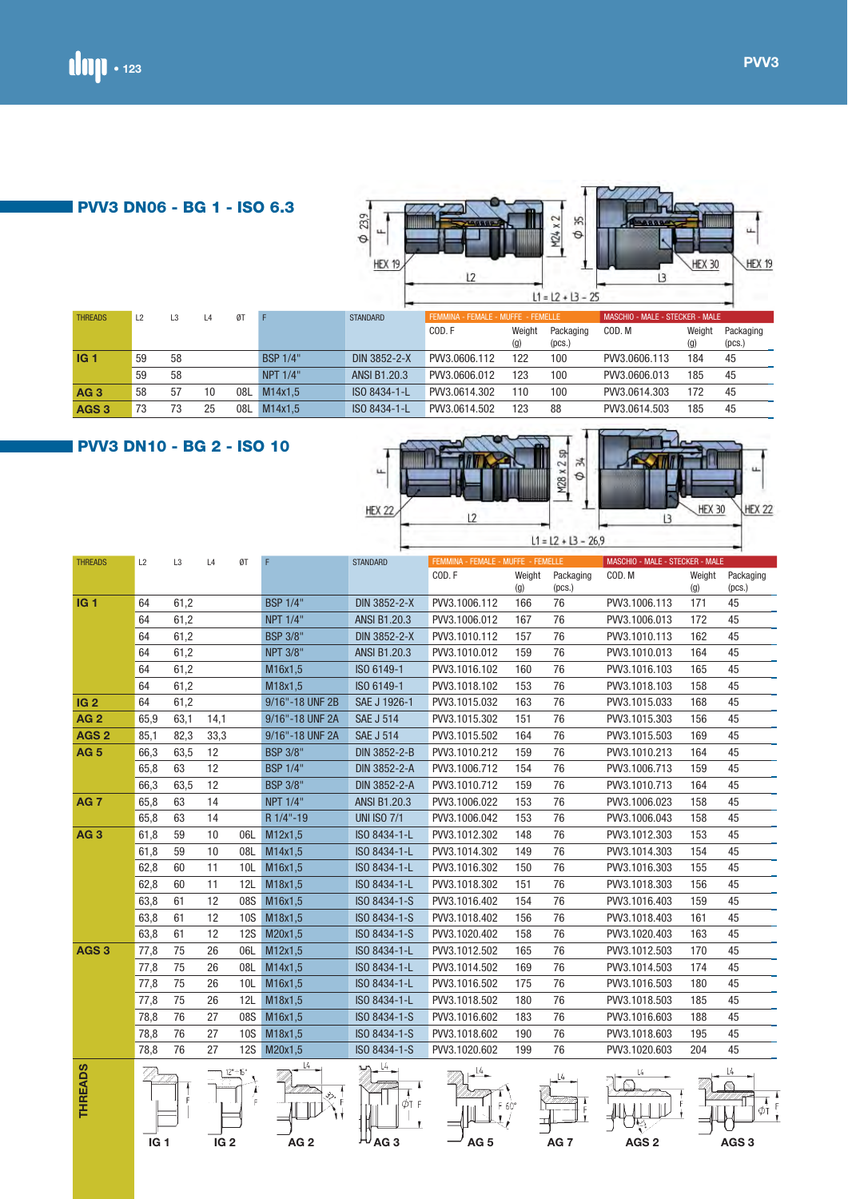## PVV3 DN06 - BG 1 - ISO 6.3

Ø 23,9 F M24 x 2 Ø 35 F

HEX 19 L2 HEX 30 HEX 19 L3

L1 = L2 + L3 - 25

| THREADS | L2 | L3 | L4 | ØT | F | STANDARD | FEMMINA - FEMALE - MUFFE - FEMELLE | | | MASCHIO - MALE - STECKER - MALE | | |
|---|---|---|---|---|---|---|---|---|---|---|---|---|
| | | | | | | | COD. F | Weight (g) | Packaging (pcs.) | COD. M | Weight (g) | Packaging (pcs.) |
| IG 1 | 59 | 58 | | | BSP 1/4" | DIN 3852-2-X | PVV3.0606.112 | 122 | 100 | PVV3.0606.113 | 184 | 45 |
| | 59 | 58 | | | NPT 1/4" | ANSI B1.20.3 | PVV3.0606.012 | 123 | 100 | PVV3.0606.013 | 185 | 45 |
| AG 3 | 58 | 57 | 10 | 08L | M14x1,5 | ISO 8434-1-L | PVV3.0614.302 | 110 | 100 | PVV3.0614.303 | 172 | 45 |
| AGS 3 | 73 | 73 | 25 | 08L | M14x1,5 | ISO 8434-1-L | PVV3.0614.502 | 123 | 88 | PVV3.0614.503 | 185 | 45 |

## PVV3 DN10 - BG 2 - ISO 10

F M28 x 2 sp Ø 34 F

HEX 22 L2 HEX 30 HEX 22 L3

L1 = L2 + L3 - 26,9

| THREADS | L2 | L3 | L4 | ØT | F | STANDARD | FEMMINA - FEMALE - MUFFE - FEMELLE | | | MASCHIO - MALE - STECKER - MALE | | |
|---|---|---|---|---|---|---|---|---|---|---|---|---|
| | | | | | | | COD. F | Weight (g) | Packaging (pcs.) | COD. M | Weight (g) | Packaging (pcs.) |
| IG 1 | 64 | 61,2 | | | BSP 1/4" | DIN 3852-2-X | PVV3.1006.112 | 166 | 76 | PVV3.1006.113 | 171 | 45 |
| | 64 | 61,2 | | | NPT 1/4" | ANSI B1.20.3 | PVV3.1006.012 | 167 | 76 | PVV3.1006.013 | 172 | 45 |
| | 64 | 61,2 | | | BSP 3/8" | DIN 3852-2-X | PVV3.1010.112 | 157 | 76 | PVV3.1010.113 | 162 | 45 |
| | 64 | 61,2 | | | NPT 3/8" | ANSI B1.20.3 | PVV3.1010.012 | 159 | 76 | PVV3.1010.013 | 164 | 45 |
| | 64 | 61,2 | | | M16x1,5 | ISO 6149-1 | PVV3.1016.102 | 160 | 76 | PVV3.1016.103 | 165 | 45 |
| | 64 | 61,2 | | | M18x1,5 | ISO 6149-1 | PVV3.1018.102 | 153 | 76 | PVV3.1018.103 | 158 | 45 |
| IG 2 | 64 | 61,2 | | | 9/16"-18 UNF 2B | SAE J 1926-1 | PVV3.1015.032 | 163 | 76 | PVV3.1015.033 | 168 | 45 |
| AG 2 | 65,9 | 63,1 | 14,1 | | 9/16"-18 UNF 2A | SAE J 514 | PVV3.1015.302 | 151 | 76 | PVV3.1015.303 | 156 | 45 |
| AGS 2 | 85,1 | 82,3 | 33,3 | | 9/16"-18 UNF 2A | SAE J 514 | PVV3.1015.502 | 164 | 76 | PVV3.1015.503 | 169 | 45 |
| AG 5 | 66,3 | 63,5 | 12 | | BSP 3/8" | DIN 3852-2-B | PVV3.1010.212 | 159 | 76 | PVV3.1010.213 | 164 | 45 |
| | 65,8 | 63 | 12 | | BSP 1/4" | DIN 3852-2-A | PVV3.1006.712 | 154 | 76 | PVV3.1006.713 | 159 | 45 |
| | 66,3 | 63,5 | 12 | | BSP 3/8" | DIN 3852-2-A | PVV3.1010.712 | 159 | 76 | PVV3.1010.713 | 164 | 45 |
| AG 7 | 65,8 | 63 | 14 | | NPT 1/4" | ANSI B1.20.3 | PVV3.1006.022 | 153 | 76 | PVV3.1006.023 | 158 | 45 |
| | 65,8 | 63 | 14 | | R 1/4"-19 | UNI ISO 7/1 | PVV3.1006.042 | 153 | 76 | PVV3.1006.043 | 158 | 45 |
| AG 3 | 61,8 | 59 | 10 | 06L | M12x1,5 | ISO 8434-1-L | PVV3.1012.302 | 148 | 76 | PVV3.1012.303 | 153 | 45 |
| | 61,8 | 59 | 10 | 08L | M14x1,5 | ISO 8434-1-L | PVV3.1014.302 | 149 | 76 | PVV3.1014.303 | 154 | 45 |
| | 62,8 | 60 | 11 | 10L | M16x1,5 | ISO 8434-1-L | PVV3.1016.302 | 150 | 76 | PVV3.1016.303 | 155 | 45 |
| | 62,8 | 60 | 11 | 12L | M18x1,5 | ISO 8434-1-L | PVV3.1018.302 | 151 | 76 | PVV3.1018.303 | 156 | 45 |
| | 63,8 | 61 | 12 | 08S | M16x1,5 | ISO 8434-1-S | PVV3.1016.402 | 154 | 76 | PVV3.1016.403 | 159 | 45 |
| | 63,8 | 61 | 12 | 10S | M18x1,5 | ISO 8434-1-S | PVV3.1018.402 | 156 | 76 | PVV3.1018.403 | 161 | 45 |
| | 63,8 | 61 | 12 | 12S | M20x1,5 | ISO 8434-1-S | PVV3.1020.402 | 158 | 76 | PVV3.1020.403 | 163 | 45 |
| AGS 3 | 77,8 | 75 | 26 | 06L | M12x1,5 | ISO 8434-1-L | PVV3.1012.502 | 165 | 76 | PVV3.1012.503 | 170 | 45 |
| | 77,8 | 75 | 26 | 08L | M14x1,5 | ISO 8434-1-L | PVV3.1014.502 | 169 | 76 | PVV3.1014.503 | 174 | 45 |
| | 77,8 | 75 | 26 | 10L | M16x1,5 | ISO 8434-1-L | PVV3.1016.502 | 175 | 76 | PVV3.1016.503 | 180 | 45 |
| | 77,8 | 75 | 26 | 12L | M18x1,5 | ISO 8434-1-L | PVV3.1018.502 | 180 | 76 | PVV3.1018.503 | 185 | 45 |
| | 78,8 | 76 | 27 | 08S | M16x1,5 | ISO 8434-1-S | PVV3.1016.602 | 183 | 76 | PVV3.1016.603 | 188 | 45 |
| | 78,8 | 76 | 27 | 10S | M18x1,5 | ISO 8434-1-S | PVV3.1018.602 | 190 | 76 | PVV3.1018.603 | 195 | 45 |
| | 78,8 | 76 | 27 | 12S | M20x1,5 | ISO 8434-1-S | PVV3.1020.602 | 199 | 76 | PVV3.1020.603 | 204 | 45 |

THREADS

IG 1 IG 2 AG 2 AG 3 AG 5 AG 7 AGS 2 AGS 3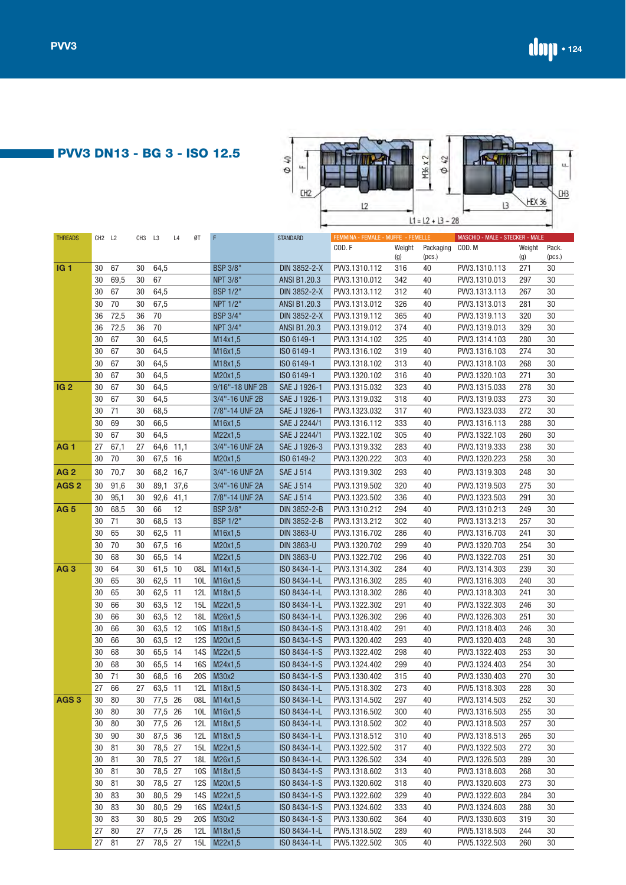## PVV3 DN13 - BG 3 - ISO 12.5

Ø 40
F
CH2
L2
M36 x 2
Ø 42
L3
HEX 36
CH3
F
L1 = L2 + L3 - 28

| THREADS | CH2 | L2 | CH3 | L3 | L4 | ØT | F | STANDARD | FEMMINA - FEMALE - MUFFE - FEMELLE COD. F | Weight (g) | Packaging (pcs.) | MASCHIO - MALE - STECKER - MALE COD. M | Weight (g) | Pack. (pcs.) |
|---|---|---|---|---|---|---|---|---|---|---|---|---|---|---|
| IG 1 | 30 | 67 | 30 | 64,5 | | | BSP 3/8" | DIN 3852-2-X | PVV3.1310.112 | 316 | 40 | PVV3.1310.113 | 271 | 30 |
| | 30 | 69,5 | 30 | 67 | | | NPT 3/8" | ANSI B1.20.3 | PVV3.1310.012 | 342 | 40 | PVV3.1310.013 | 297 | 30 |
| | 30 | 67 | 30 | 64,5 | | | BSP 1/2" | DIN 3852-2-X | PVV3.1313.112 | 312 | 40 | PVV3.1313.113 | 267 | 30 |
| | 30 | 70 | 30 | 67,5 | | | NPT 1/2" | ANSI B1.20.3 | PVV3.1313.012 | 326 | 40 | PVV3.1313.013 | 281 | 30 |
| | 36 | 72,5 | 36 | 70 | | | BSP 3/4" | DIN 3852-2-X | PVV3.1319.112 | 365 | 40 | PVV3.1319.113 | 320 | 30 |
| | 36 | 72,5 | 36 | 70 | | | NPT 3/4" | ANSI B1.20.3 | PVV3.1319.012 | 374 | 40 | PVV3.1319.013 | 329 | 30 |
| | 30 | 67 | 30 | 64,5 | | | M14x1,5 | ISO 6149-1 | PVV3.1314.102 | 325 | 40 | PVV3.1314.103 | 280 | 30 |
| | 30 | 67 | 30 | 64,5 | | | M16x1,5 | ISO 6149-1 | PVV3.1316.102 | 319 | 40 | PVV3.1316.103 | 274 | 30 |
| | 30 | 67 | 30 | 64,5 | | | M18x1,5 | ISO 6149-1 | PVV3.1318.102 | 313 | 40 | PVV3.1318.103 | 268 | 30 |
| | 30 | 67 | 30 | 64,5 | | | M20x1,5 | ISO 6149-1 | PVV3.1320.102 | 316 | 40 | PVV3.1320.103 | 271 | 30 |
| IG 2 | 30 | 67 | 30 | 64,5 | | | 9/16"-18 UNF 2B | SAE J 1926-1 | PVV3.1315.032 | 323 | 40 | PVV3.1315.033 | 278 | 30 |
| | 30 | 67 | 30 | 64,5 | | | 3/4"-16 UNF 2B | SAE J 1926-1 | PVV3.1319.032 | 318 | 40 | PVV3.1319.033 | 273 | 30 |
| | 30 | 71 | 30 | 68,5 | | | 7/8"-14 UNF 2A | SAE J 1926-1 | PVV3.1323.032 | 317 | 40 | PVV3.1323.033 | 272 | 30 |
| | 30 | 69 | 30 | 66,5 | | | M16x1,5 | SAE J 2244/1 | PVV3.1316.112 | 333 | 40 | PVV3.1316.113 | 288 | 30 |
| | 30 | 67 | 30 | 64,5 | | | M22x1,5 | SAE J 2244/1 | PVV3.1322.102 | 305 | 40 | PVV3.1322.103 | 260 | 30 |
| AG 1 | 27 | 67,1 | 27 | 64,6 | 11,1 | | 3/4"-16 UNF 2A | SAE J 1926-3 | PVV3.1319.332 | 283 | 40 | PVV3.1319.333 | 238 | 30 |
| | 30 | 70 | 30 | 67,5 | 16 | | M20x1,5 | ISO 6149-2 | PVV3.1320.222 | 303 | 40 | PVV3.1320.223 | 258 | 30 |
| AG 2 | 30 | 70,7 | 30 | 68,2 | 16,7 | | 3/4"-16 UNF 2A | SAE J 514 | PVV3.1319.302 | 293 | 40 | PVV3.1319.303 | 248 | 30 |
| AGS 2 | 30 | 91,6 | 30 | 89,1 | 37,6 | | 3/4"-16 UNF 2A | SAE J 514 | PVV3.1319.502 | 320 | 40 | PVV3.1319.503 | 275 | 30 |
| | 30 | 95,1 | 30 | 92,6 | 41,1 | | 7/8"-14 UNF 2A | SAE J 514 | PVV3.1323.502 | 336 | 40 | PVV3.1323.503 | 291 | 30 |
| AG 5 | 30 | 68,5 | 30 | 66 | 12 | | BSP 3/8" | DIN 3852-2-B | PVV3.1310.212 | 294 | 40 | PVV3.1310.213 | 249 | 30 |
| | 30 | 71 | 30 | 68,5 | 13 | | BSP 1/2" | DIN 3852-2-B | PVV3.1313.212 | 302 | 40 | PVV3.1313.213 | 257 | 30 |
| | 30 | 65 | 30 | 62,5 | 11 | | M16x1,5 | DIN 3863-U | PVV3.1316.702 | 286 | 40 | PVV3.1316.703 | 241 | 30 |
| | 30 | 70 | 30 | 67,5 | 16 | | M20x1,5 | DIN 3863-U | PVV3.1320.702 | 299 | 40 | PVV3.1320.703 | 254 | 30 |
| | 30 | 68 | 30 | 65,5 | 14 | | M22x1,5 | DIN 3863-U | PVV3.1322.702 | 296 | 40 | PVV3.1322.703 | 251 | 30 |
| AG 3 | 30 | 64 | 30 | 61,5 | 10 | 08L | M14x1,5 | ISO 8434-1-L | PVV3.1314.302 | 284 | 40 | PVV3.1314.303 | 239 | 30 |
| | 30 | 65 | 30 | 62,5 | 11 | 10L | M16x1,5 | ISO 8434-1-L | PVV3.1316.302 | 285 | 40 | PVV3.1316.303 | 240 | 30 |
| | 30 | 65 | 30 | 62,5 | 11 | 12L | M18x1,5 | ISO 8434-1-L | PVV3.1318.302 | 286 | 40 | PVV3.1318.303 | 241 | 30 |
| | 30 | 66 | 30 | 63,5 | 12 | 15L | M22x1,5 | ISO 8434-1-L | PVV3.1322.302 | 291 | 40 | PVV3.1322.303 | 246 | 30 |
| | 30 | 66 | 30 | 63,5 | 12 | 18L | M26x1,5 | ISO 8434-1-L | PVV3.1326.302 | 296 | 40 | PVV3.1326.303 | 251 | 30 |
| | 30 | 66 | 30 | 63,5 | 12 | 10S | M18x1,5 | ISO 8434-1-S | PVV3.1318.402 | 291 | 40 | PVV3.1318.403 | 246 | 30 |
| | 30 | 66 | 30 | 63,5 | 12 | 12S | M20x1,5 | ISO 8434-1-S | PVV3.1320.402 | 293 | 40 | PVV3.1320.403 | 248 | 30 |
| | 30 | 68 | 30 | 65,5 | 14 | 14S | M22x1,5 | ISO 8434-1-S | PVV3.1322.402 | 298 | 40 | PVV3.1322.403 | 253 | 30 |
| | 30 | 68 | 30 | 65,5 | 14 | 16S | M24x1,5 | ISO 8434-1-S | PVV3.1324.402 | 299 | 40 | PVV3.1324.403 | 254 | 30 |
| | 30 | 71 | 30 | 68,5 | 16 | 20S | M30x2 | ISO 8434-1-S | PVV3.1330.402 | 315 | 40 | PVV3.1330.403 | 270 | 30 |
| | 27 | 66 | 27 | 63,5 | 11 | 12L | M18x1,5 | ISO 8434-1-L | PVV5.1318.302 | 273 | 40 | PVV5.1318.303 | 228 | 30 |
| AGS 3 | 30 | 80 | 30 | 77,5 | 26 | 08L | M14x1,5 | ISO 8434-1-L | PVV3.1314.502 | 297 | 40 | PVV3.1314.503 | 252 | 30 |
| | 30 | 80 | 30 | 77,5 | 26 | 10L | M16x1,5 | ISO 8434-1-L | PVV3.1316.502 | 300 | 40 | PVV3.1316.503 | 255 | 30 |
| | 30 | 80 | 30 | 77,5 | 26 | 12L | M18x1,5 | ISO 8434-1-L | PVV3.1318.502 | 302 | 40 | PVV3.1318.503 | 257 | 30 |
| | 30 | 90 | 30 | 87,5 | 36 | 12L | M18x1,5 | ISO 8434-1-L | PVV3.1318.512 | 310 | 40 | PVV3.1318.513 | 265 | 30 |
| | 30 | 81 | 30 | 78,5 | 27 | 15L | M22x1,5 | ISO 8434-1-L | PVV3.1322.502 | 317 | 40 | PVV3.1322.503 | 272 | 30 |
| | 30 | 81 | 30 | 78,5 | 27 | 18L | M26x1,5 | ISO 8434-1-L | PVV3.1326.502 | 334 | 40 | PVV3.1326.503 | 289 | 30 |
| | 30 | 81 | 30 | 78,5 | 27 | 10S | M18x1,5 | ISO 8434-1-S | PVV3.1318.602 | 313 | 40 | PVV3.1318.603 | 268 | 30 |
| | 30 | 81 | 30 | 78,5 | 27 | 12S | M20x1,5 | ISO 8434-1-S | PVV3.1320.602 | 318 | 40 | PVV3.1320.603 | 273 | 30 |
| | 30 | 83 | 30 | 80,5 | 29 | 14S | M22x1,5 | ISO 8434-1-S | PVV3.1322.602 | 329 | 40 | PVV3.1322.603 | 284 | 30 |
| | 30 | 83 | 30 | 80,5 | 29 | 16S | M24x1,5 | ISO 8434-1-S | PVV3.1324.602 | 333 | 40 | PVV3.1324.603 | 288 | 30 |
| | 30 | 83 | 30 | 80,5 | 29 | 20S | M30x2 | ISO 8434-1-S | PVV3.1330.602 | 364 | 40 | PVV3.1330.603 | 319 | 30 |
| | 27 | 80 | 27 | 77,5 | 26 | 12L | M18x1,5 | ISO 8434-1-L | PVV5.1318.502 | 289 | 40 | PVV5.1318.503 | 244 | 30 |
| | 27 | 81 | 27 | 78,5 | 27 | 15L | M22x1,5 | ISO 8434-1-L | PVV5.1322.502 | 305 | 40 | PVV5.1322.503 | 260 | 30 |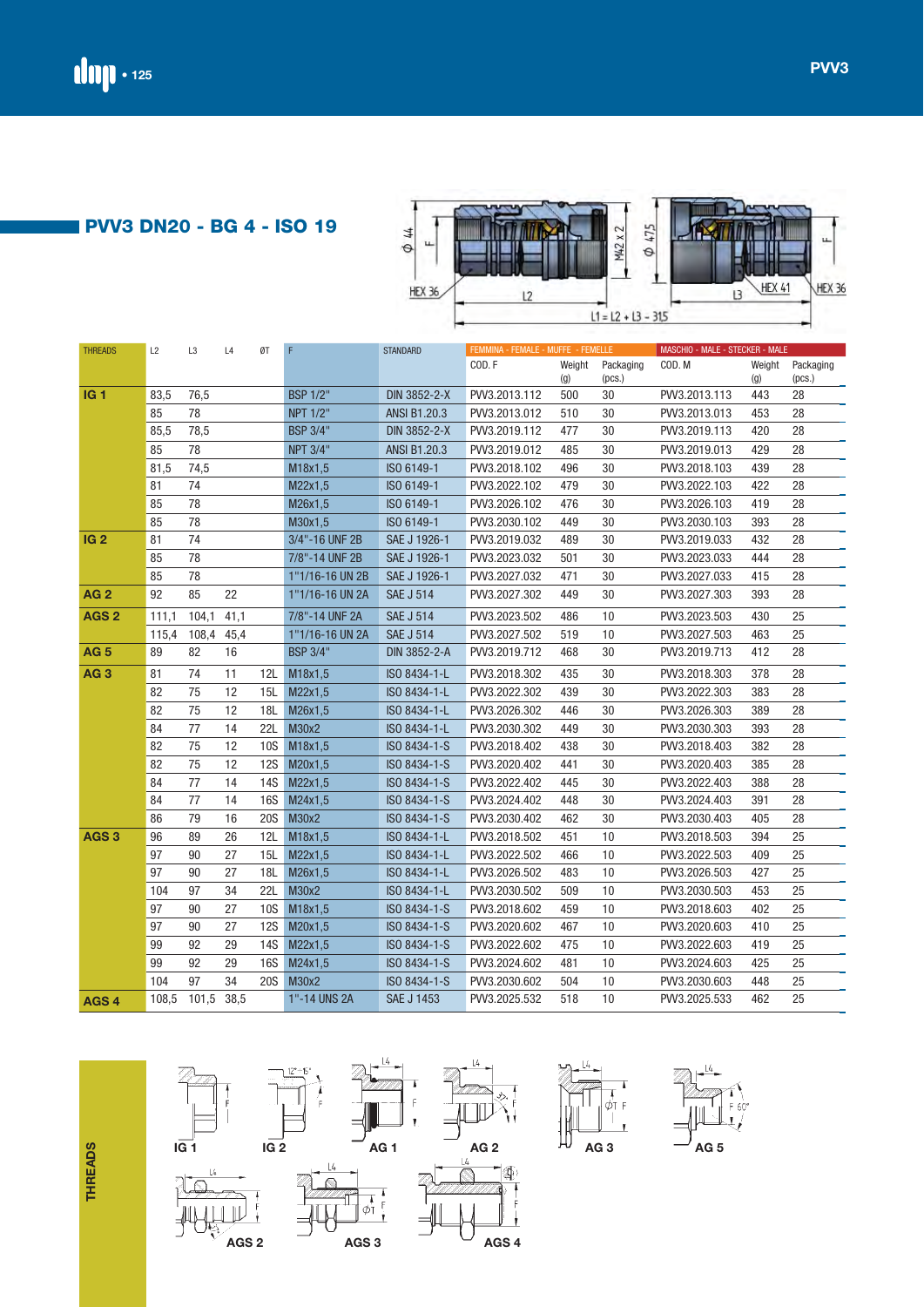## PVV3 DN20 - BG 4 - ISO 19

Ø 44 F HEX 36 L2 M42 x 2 Ø 47,5 L3 HEX 41 HEX 36 F

L1 = L2 + L3 - 31,5

| THREADS | L2 | L3 | L4 | ØT | F | STANDARD | FEMMINA - FEMALE - MUFFE - FEMELLE | | | MASCHIO - MALE - STECKER - MALE | | |
|---|---|---|---|---|---|---|---|---|---|---|---|---|
| | | | | | | | COD. F | Weight (g) | Packaging (pcs.) | COD. M | Weight (g) | Packaging (pcs.) |
| IG 1 | 83,5 | 76,5 | | | BSP 1/2" | DIN 3852-2-X | PVV3.2013.112 | 500 | 30 | PVV3.2013.113 | 443 | 28 |
| | 85 | 78 | | | NPT 1/2" | ANSI B1.20.3 | PVV3.2013.012 | 510 | 30 | PVV3.2013.013 | 453 | 28 |
| | 85,5 | 78,5 | | | BSP 3/4" | DIN 3852-2-X | PVV3.2019.112 | 477 | 30 | PVV3.2019.113 | 420 | 28 |
| | 85 | 78 | | | NPT 3/4" | ANSI B1.20.3 | PVV3.2019.012 | 485 | 30 | PVV3.2019.013 | 429 | 28 |
| | 81,5 | 74,5 | | | M18x1,5 | ISO 6149-1 | PVV3.2018.102 | 496 | 30 | PVV3.2018.103 | 439 | 28 |
| | 81 | 74 | | | M22x1,5 | ISO 6149-1 | PVV3.2022.102 | 479 | 30 | PVV3.2022.103 | 422 | 28 |
| | 85 | 78 | | | M26x1,5 | ISO 6149-1 | PVV3.2026.102 | 476 | 30 | PVV3.2026.103 | 419 | 28 |
| | 85 | 78 | | | M30x1,5 | ISO 6149-1 | PVV3.2030.102 | 449 | 30 | PVV3.2030.103 | 393 | 28 |
| IG 2 | 81 | 74 | | | 3/4"-16 UNF 2B | SAE J 1926-1 | PVV3.2019.032 | 489 | 30 | PVV3.2019.033 | 432 | 28 |
| | 85 | 78 | | | 7/8"-14 UNF 2B | SAE J 1926-1 | PVV3.2023.032 | 501 | 30 | PVV3.2023.033 | 444 | 28 |
| | 85 | 78 | | | 1"1/16-16 UN 2B | SAE J 1926-1 | PVV3.2027.032 | 471 | 30 | PVV3.2027.033 | 415 | 28 |
| AG 2 | 92 | 85 | 22 | | 1"1/16-16 UN 2A | SAE J 514 | PVV3.2027.302 | 449 | 30 | PVV3.2027.303 | 393 | 28 |
| AGS 2 | 111,1 | 104,1 | 41,1 | | 7/8"-14 UNF 2A | SAE J 514 | PVV3.2023.502 | 486 | 10 | PVV3.2023.503 | 430 | 25 |
| | 115,4 | 108,4 | 45,4 | | 1"1/16-16 UN 2A | SAE J 514 | PVV3.2027.502 | 519 | 10 | PVV3.2027.503 | 463 | 25 |
| AG 5 | 89 | 82 | 16 | | BSP 3/4" | DIN 3852-2-A | PVV3.2019.712 | 468 | 30 | PVV3.2019.713 | 412 | 28 |
| AG 3 | 81 | 74 | 11 | 12L | M18x1,5 | ISO 8434-1-L | PVV3.2018.302 | 435 | 30 | PVV3.2018.303 | 378 | 28 |
| | 82 | 75 | 12 | 15L | M22x1,5 | ISO 8434-1-L | PVV3.2022.302 | 439 | 30 | PVV3.2022.303 | 383 | 28 |
| | 82 | 75 | 12 | 18L | M26x1,5 | ISO 8434-1-L | PVV3.2026.302 | 446 | 30 | PVV3.2026.303 | 389 | 28 |
| | 84 | 77 | 14 | 22L | M30x2 | ISO 8434-1-L | PVV3.2030.302 | 449 | 30 | PVV3.2030.303 | 393 | 28 |
| | 82 | 75 | 12 | 10S | M18x1,5 | ISO 8434-1-S | PVV3.2018.402 | 438 | 30 | PVV3.2018.403 | 382 | 28 |
| | 82 | 75 | 12 | 12S | M20x1,5 | ISO 8434-1-S | PVV3.2020.402 | 441 | 30 | PVV3.2020.403 | 385 | 28 |
| | 84 | 77 | 14 | 14S | M22x1,5 | ISO 8434-1-S | PVV3.2022.402 | 445 | 30 | PVV3.2022.403 | 388 | 28 |
| | 84 | 77 | 14 | 16S | M24x1,5 | ISO 8434-1-S | PVV3.2024.402 | 448 | 30 | PVV3.2024.403 | 391 | 28 |
| | 86 | 79 | 16 | 20S | M30x2 | ISO 8434-1-S | PVV3.2030.402 | 462 | 30 | PVV3.2030.403 | 405 | 28 |
| AGS 3 | 96 | 89 | 26 | 12L | M18x1,5 | ISO 8434-1-L | PVV3.2018.502 | 451 | 10 | PVV3.2018.503 | 394 | 25 |
| | 97 | 90 | 27 | 15L | M22x1,5 | ISO 8434-1-L | PVV3.2022.502 | 466 | 10 | PVV3.2022.503 | 409 | 25 |
| | 97 | 90 | 27 | 18L | M26x1,5 | ISO 8434-1-L | PVV3.2026.502 | 483 | 10 | PVV3.2026.503 | 427 | 25 |
| | 104 | 97 | 34 | 22L | M30x2 | ISO 8434-1-L | PVV3.2030.502 | 509 | 10 | PVV3.2030.503 | 453 | 25 |
| | 97 | 90 | 27 | 10S | M18x1,5 | ISO 8434-1-S | PVV3.2018.602 | 459 | 10 | PVV3.2018.603 | 402 | 25 |
| | 97 | 90 | 27 | 12S | M20x1,5 | ISO 8434-1-S | PVV3.2020.602 | 467 | 10 | PVV3.2020.603 | 410 | 25 |
| | 99 | 92 | 29 | 14S | M22x1,5 | ISO 8434-1-S | PVV3.2022.602 | 475 | 10 | PVV3.2022.603 | 419 | 25 |
| | 99 | 92 | 29 | 16S | M24x1,5 | ISO 8434-1-S | PVV3.2024.602 | 481 | 10 | PVV3.2024.603 | 425 | 25 |
| | 104 | 97 | 34 | 20S | M30x2 | ISO 8434-1-S | PVV3.2030.602 | 504 | 10 | PVV3.2030.603 | 448 | 25 |
| AGS 4 | 108,5 | 101,5 | 38,5 | | 1"-14 UNS 2A | SAE J 1453 | PVV3.2025.532 | 518 | 10 | PVV3.2025.533 | 462 | 25 |

**THREADS**

IG 1 IG 2 AG 1 AG 2 AG 3 AG 5

AGS 2 AGS 3 AGS 4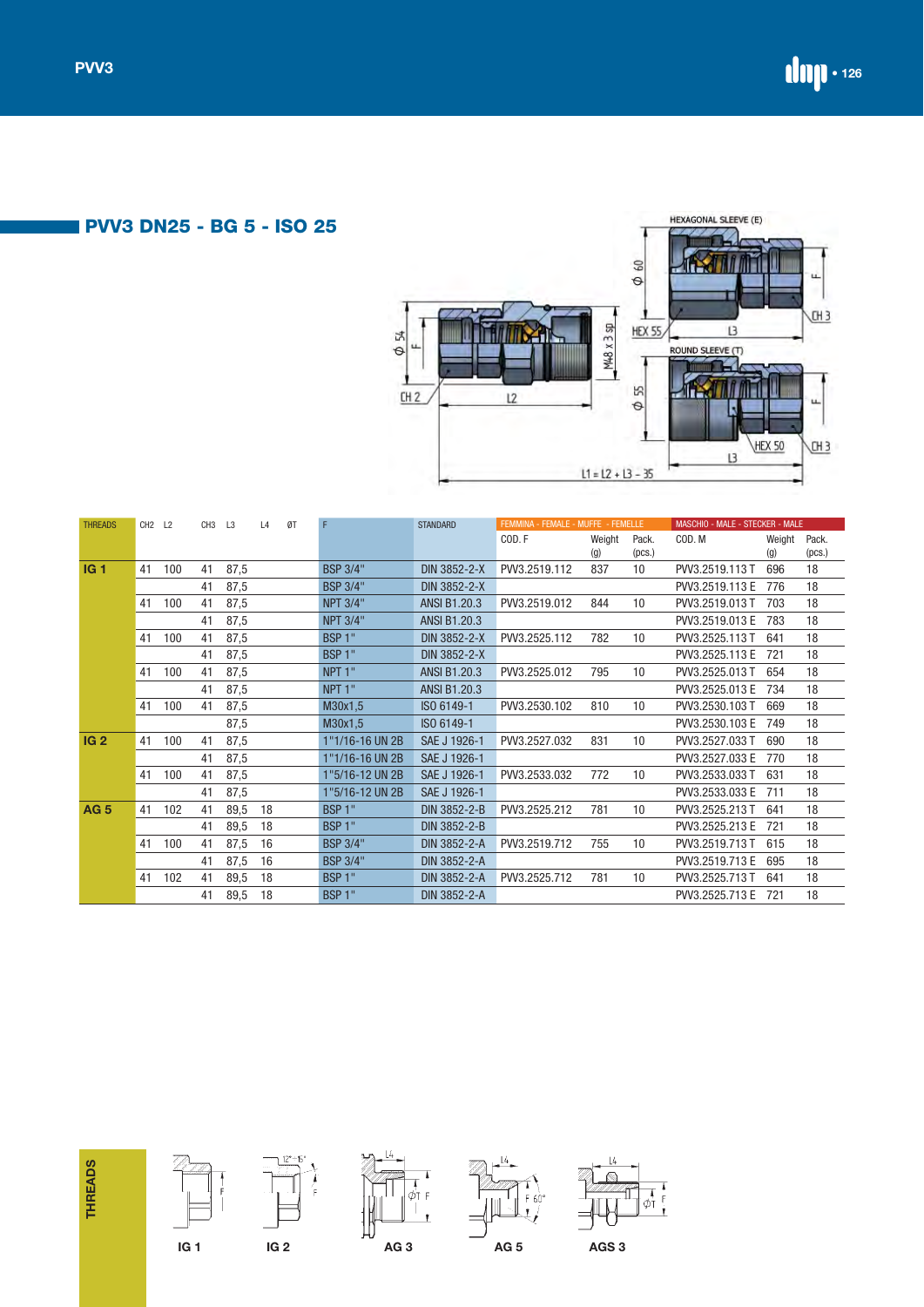## PVV3 DN25 - BG 5 - ISO 25

HEXAGONAL SLEEVE (E)

ROUND SLEEVE (T)

Ø 54, F, CH 2, L2, M48 x 3 sp, Ø 60, HEX 55, L3, CH 3, Ø 55, HEX 50, L3, CH 3

L1 = L2 + L3 – 35

| THREADS | CH2 | L2 | CH3 | L3 | L4 | ØT | F | STANDARD | FEMMINA - FEMALE - MUFFE - FEMELLE | | | MASCHIO - MALE - STECKER - MALE | | |
|---|---|---|---|---|---|---|---|---|---|---|---|---|---|---|
| | | | | | | | | | COD. F | Weight (g) | Pack. (pcs.) | COD. M | Weight (g) | Pack. (pcs.) |
| **IG 1** | 41 | 100 | 41 | 87,5 | | | BSP 3/4" | DIN 3852-2-X | PVV3.2519.112 | 837 | 10 | PVV3.2519.113 T | 696 | 18 |
| | | | 41 | 87,5 | | | BSP 3/4" | DIN 3852-2-X | | | | PVV3.2519.113 E | 776 | 18 |
| | 41 | 100 | 41 | 87,5 | | | NPT 3/4" | ANSI B1.20.3 | PVV3.2519.012 | 844 | 10 | PVV3.2519.013 T | 703 | 18 |
| | | | 41 | 87,5 | | | NPT 3/4" | ANSI B1.20.3 | | | | PVV3.2519.013 E | 783 | 18 |
| | 41 | 100 | 41 | 87,5 | | | BSP 1" | DIN 3852-2-X | PVV3.2525.112 | 782 | 10 | PVV3.2525.113 T | 641 | 18 |
| | | | 41 | 87,5 | | | BSP 1" | DIN 3852-2-X | | | | PVV3.2525.113 E | 721 | 18 |
| | 41 | 100 | 41 | 87,5 | | | NPT 1" | ANSI B1.20.3 | PVV3.2525.012 | 795 | 10 | PVV3.2525.013 T | 654 | 18 |
| | | | 41 | 87,5 | | | NPT 1" | ANSI B1.20.3 | | | | PVV3.2525.013 E | 734 | 18 |
| | 41 | 100 | 41 | 87,5 | | | M30x1,5 | ISO 6149-1 | PVV3.2530.102 | 810 | 10 | PVV3.2530.103 T | 669 | 18 |
| | | | | 87,5 | | | M30x1,5 | ISO 6149-1 | | | | PVV3.2530.103 E | 749 | 18 |
| **IG 2** | 41 | 100 | 41 | 87,5 | | | 1"1/16-16 UN 2B | SAE J 1926-1 | PVV3.2527.032 | 831 | 10 | PVV3.2527.033 T | 690 | 18 |
| | | | 41 | 87,5 | | | 1"1/16-16 UN 2B | SAE J 1926-1 | | | | PVV3.2527.033 E | 770 | 18 |
| | 41 | 100 | 41 | 87,5 | | | 1"5/16-12 UN 2B | SAE J 1926-1 | PVV3.2533.032 | 772 | 10 | PVV3.2533.033 T | 631 | 18 |
| | | | 41 | 87,5 | | | 1"5/16-12 UN 2B | SAE J 1926-1 | | | | PVV3.2533.033 E | 711 | 18 |
| **AG 5** | 41 | 102 | 41 | 89,5 | 18 | | BSP 1" | DIN 3852-2-B | PVV3.2525.212 | 781 | 10 | PVV3.2525.213 T | 641 | 18 |
| | | | 41 | 89,5 | 18 | | BSP 1" | DIN 3852-2-B | | | | PVV3.2525.213 E | 721 | 18 |
| | 41 | 100 | 41 | 87,5 | 16 | | BSP 3/4" | DIN 3852-2-A | PVV3.2519.712 | 755 | 10 | PVV3.2519.713 T | 615 | 18 |
| | | | 41 | 87,5 | 16 | | BSP 3/4" | DIN 3852-2-A | | | | PVV3.2519.713 E | 695 | 18 |
| | 41 | 102 | 41 | 89,5 | 18 | | BSP 1" | DIN 3852-2-A | PVV3.2525.712 | 781 | 10 | PVV3.2525.713 T | 641 | 18 |
| | | | 41 | 89,5 | 18 | | BSP 1" | DIN 3852-2-A | | | | PVV3.2525.713 E | 721 | 18 |

**THREADS**

IG 1 IG 2 AG 3 AG 5 AGS 3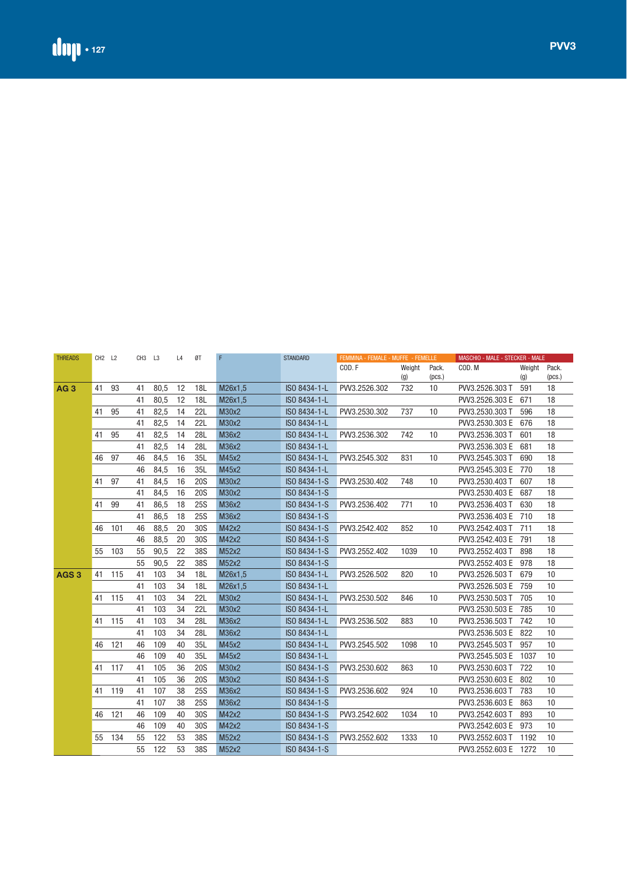| THREADS | CH2 | L2 | CH3 | L3 | L4 | ØT | F | STANDARD | FEMMINA - FEMALE - MUFFE - FEMELLE | | | MASCHIO - MALE - STECKER - MALE | | |
|---|---|---|---|---|---|---|---|---|---|---|---|---|---|---|
| | | | | | | | | | COD. F | Weight (g) | Pack. (pcs.) | COD. M | Weight (g) | Pack. (pcs.) |
| **AG 3** | 41 | 93 | 41 | 80,5 | 12 | 18L | M26x1,5 | ISO 8434-1-L | PVV3.2526.302 | 732 | 10 | PVV3.2526.303 T | 591 | 18 |
| | | | 41 | 80,5 | 12 | 18L | M26x1,5 | ISO 8434-1-L | | | | PVV3.2526.303 E | 671 | 18 |
| | 41 | 95 | 41 | 82,5 | 14 | 22L | M30x2 | ISO 8434-1-L | PVV3.2530.302 | 737 | 10 | PVV3.2530.303 T | 596 | 18 |
| | | | 41 | 82,5 | 14 | 22L | M30x2 | ISO 8434-1-L | | | | PVV3.2530.303 E | 676 | 18 |
| | 41 | 95 | 41 | 82,5 | 14 | 28L | M36x2 | ISO 8434-1-L | PVV3.2536.302 | 742 | 10 | PVV3.2536.303 T | 601 | 18 |
| | | | 41 | 82,5 | 14 | 28L | M36x2 | ISO 8434-1-L | | | | PVV3.2536.303 E | 681 | 18 |
| | 46 | 97 | 46 | 84,5 | 16 | 35L | M45x2 | ISO 8434-1-L | PVV3.2545.302 | 831 | 10 | PVV3.2545.303 T | 690 | 18 |
| | | | 46 | 84,5 | 16 | 35L | M45x2 | ISO 8434-1-L | | | | PVV3.2545.303 E | 770 | 18 |
| | 41 | 97 | 41 | 84,5 | 16 | 20S | M30x2 | ISO 8434-1-S | PVV3.2530.402 | 748 | 10 | PVV3.2530.403 T | 607 | 18 |
| | | | 41 | 84,5 | 16 | 20S | M30x2 | ISO 8434-1-S | | | | PVV3.2530.403 E | 687 | 18 |
| | 41 | 99 | 41 | 86,5 | 18 | 25S | M36x2 | ISO 8434-1-S | PVV3.2536.402 | 771 | 10 | PVV3.2536.403 T | 630 | 18 |
| | | | 41 | 86,5 | 18 | 25S | M36x2 | ISO 8434-1-S | | | | PVV3.2536.403 E | 710 | 18 |
| | 46 | 101 | 46 | 88,5 | 20 | 30S | M42x2 | ISO 8434-1-S | PVV3.2542.402 | 852 | 10 | PVV3.2542.403 T | 711 | 18 |
| | | | 46 | 88,5 | 20 | 30S | M42x2 | ISO 8434-1-S | | | | PVV3.2542.403 E | 791 | 18 |
| | 55 | 103 | 55 | 90,5 | 22 | 38S | M52x2 | ISO 8434-1-S | PVV3.2552.402 | 1039 | 10 | PVV3.2552.403 T | 898 | 18 |
| | | | 55 | 90,5 | 22 | 38S | M52x2 | ISO 8434-1-S | | | | PVV3.2552.403 E | 978 | 18 |
| **AGS 3** | 41 | 115 | 41 | 103 | 34 | 18L | M26x1,5 | ISO 8434-1-L | PVV3.2526.502 | 820 | 10 | PVV3.2526.503 T | 679 | 10 |
| | | | 41 | 103 | 34 | 18L | M26x1,5 | ISO 8434-1-L | | | | PVV3.2526.503 E | 759 | 10 |
| | 41 | 115 | 41 | 103 | 34 | 22L | M30x2 | ISO 8434-1-L | PVV3.2530.502 | 846 | 10 | PVV3.2530.503 T | 705 | 10 |
| | | | 41 | 103 | 34 | 22L | M30x2 | ISO 8434-1-L | | | | PVV3.2530.503 E | 785 | 10 |
| | 41 | 115 | 41 | 103 | 34 | 28L | M36x2 | ISO 8434-1-L | PVV3.2536.502 | 883 | 10 | PVV3.2536.503 T | 742 | 10 |
| | | | 41 | 103 | 34 | 28L | M36x2 | ISO 8434-1-L | | | | PVV3.2536.503 E | 822 | 10 |
| | 46 | 121 | 46 | 109 | 40 | 35L | M45x2 | ISO 8434-1-L | PVV3.2545.502 | 1098 | 10 | PVV3.2545.503 T | 957 | 10 |
| | | | 46 | 109 | 40 | 35L | M45x2 | ISO 8434-1-L | | | | PVV3.2545.503 E | 1037 | 10 |
| | 41 | 117 | 41 | 105 | 36 | 20S | M30x2 | ISO 8434-1-S | PVV3.2530.602 | 863 | 10 | PVV3.2530.603 T | 722 | 10 |
| | | | 41 | 105 | 36 | 20S | M30x2 | ISO 8434-1-S | | | | PVV3.2530.603 E | 802 | 10 |
| | 41 | 119 | 41 | 107 | 38 | 25S | M36x2 | ISO 8434-1-S | PVV3.2536.602 | 924 | 10 | PVV3.2536.603 T | 783 | 10 |
| | | | 41 | 107 | 38 | 25S | M36x2 | ISO 8434-1-S | | | | PVV3.2536.603 E | 863 | 10 |
| | 46 | 121 | 46 | 109 | 40 | 30S | M42x2 | ISO 8434-1-S | PVV3.2542.602 | 1034 | 10 | PVV3.2542.603 T | 893 | 10 |
| | | | 46 | 109 | 40 | 30S | M42x2 | ISO 8434-1-S | | | | PVV3.2542.603 E | 973 | 10 |
| | 55 | 134 | 55 | 122 | 53 | 38S | M52x2 | ISO 8434-1-S | PVV3.2552.602 | 1333 | 10 | PVV3.2552.603 T | 1192 | 10 |
| | | | 55 | 122 | 53 | 38S | M52x2 | ISO 8434-1-S | | | | PVV3.2552.603 E | 1272 | 10 |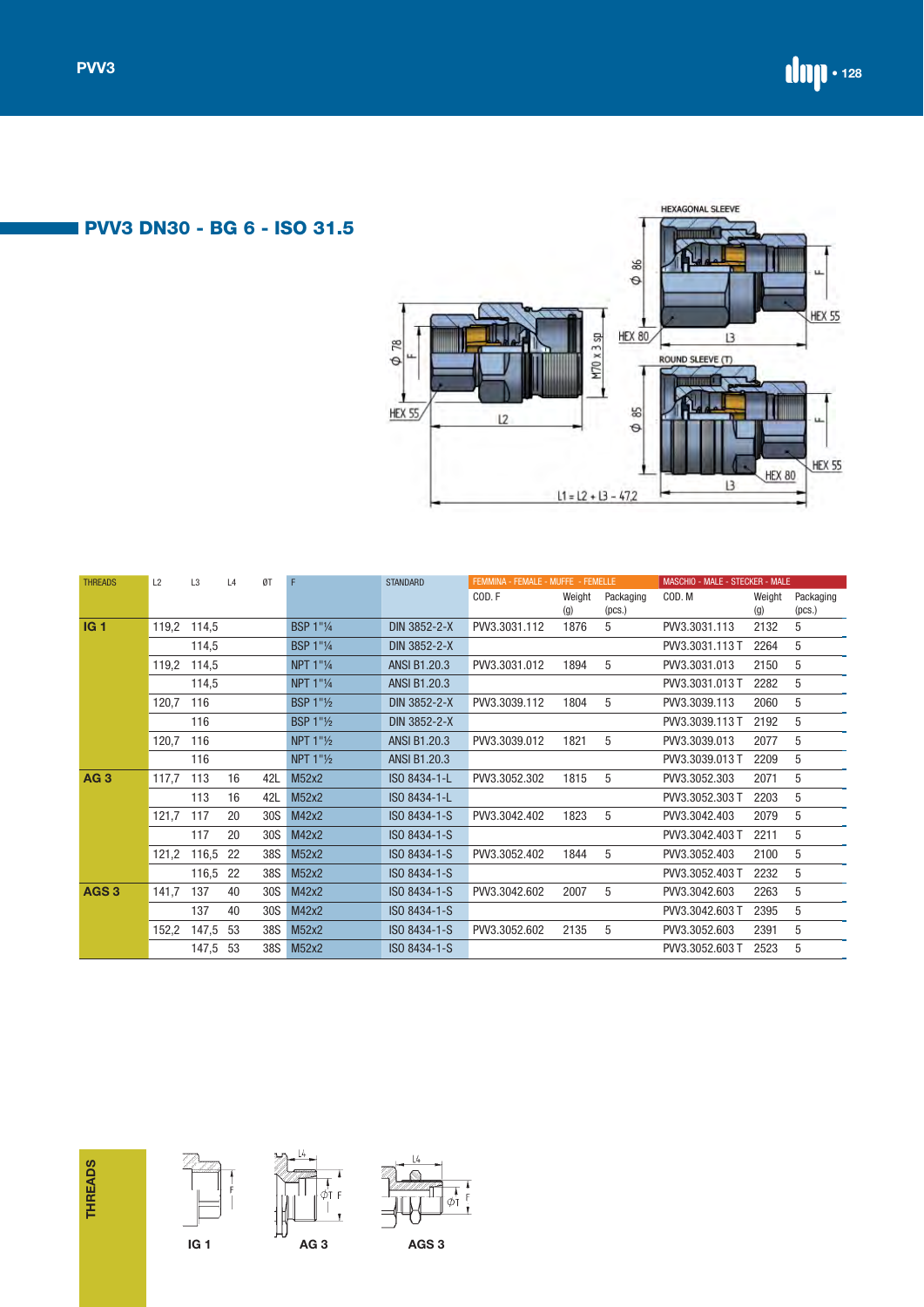## PVV3 DN30 - BG 6 - ISO 31.5

HEXAGONAL SLEEVE

ROUND SLEEVE (T)

Ø 78 F HEX 55 L2 M70 x 3 sp Ø 86 HEX 80 L3 F HEX 55 Ø 85 HEX 80 L3 F HEX 55

L1 = L2 + L3 - 47,2

| THREADS | L2 | L3 | L4 | ØT | F | STANDARD | FEMMINA - FEMALE - MUFFE - FEMELLE | | | MASCHIO - MALE - STECKER - MALE | | |
|---|---|---|---|---|---|---|---|---|---|---|---|---|
| | | | | | | | COD. F | Weight (g) | Packaging (pcs.) | COD. M | Weight (g) | Packaging (pcs.) |
| **IG 1** | 119,2 | 114,5 | | | BSP 1"¼ | DIN 3852-2-X | PVV3.3031.112 | 1876 | 5 | PVV3.3031.113 | 2132 | 5 |
| | | 114,5 | | | BSP 1"¼ | DIN 3852-2-X | | | | PVV3.3031.113 T | 2264 | 5 |
| | 119,2 | 114,5 | | | NPT 1"¼ | ANSI B1.20.3 | PVV3.3031.012 | 1894 | 5 | PVV3.3031.013 | 2150 | 5 |
| | | 114,5 | | | NPT 1"¼ | ANSI B1.20.3 | | | | PVV3.3031.013 T | 2282 | 5 |
| | 120,7 | 116 | | | BSP 1"½ | DIN 3852-2-X | PVV3.3039.112 | 1804 | 5 | PVV3.3039.113 | 2060 | 5 |
| | | 116 | | | BSP 1"½ | DIN 3852-2-X | | | | PVV3.3039.113 T | 2192 | 5 |
| | 120,7 | 116 | | | NPT 1"½ | ANSI B1.20.3 | PVV3.3039.012 | 1821 | 5 | PVV3.3039.013 | 2077 | 5 |
| | | 116 | | | NPT 1"½ | ANSI B1.20.3 | | | | PVV3.3039.013 T | 2209 | 5 |
| **AG 3** | 117,7 | 113 | 16 | 42L | M52x2 | ISO 8434-1-L | PVV3.3052.302 | 1815 | 5 | PVV3.3052.303 | 2071 | 5 |
| | | 113 | 16 | 42L | M52x2 | ISO 8434-1-L | | | | PVV3.3052.303 T | 2203 | 5 |
| | 121,7 | 117 | 20 | 30S | M42x2 | ISO 8434-1-S | PVV3.3042.402 | 1823 | 5 | PVV3.3042.403 | 2079 | 5 |
| | | 117 | 20 | 30S | M42x2 | ISO 8434-1-S | | | | PVV3.3042.403 T | 2211 | 5 |
| | 121,2 | 116,5 | 22 | 38S | M52x2 | ISO 8434-1-S | PVV3.3052.402 | 1844 | 5 | PVV3.3052.403 | 2100 | 5 |
| | | 116,5 | 22 | 38S | M52x2 | ISO 8434-1-S | | | | PVV3.3052.403 T | 2232 | 5 |
| **AGS 3** | 141,7 | 137 | 40 | 30S | M42x2 | ISO 8434-1-S | PVV3.3042.602 | 2007 | 5 | PVV3.3042.603 | 2263 | 5 |
| | | 137 | 40 | 30S | M42x2 | ISO 8434-1-S | | | | PVV3.3042.603 T | 2395 | 5 |
| | 152,2 | 147,5 | 53 | 38S | M52x2 | ISO 8434-1-S | PVV3.3052.602 | 2135 | 5 | PVV3.3052.603 | 2391 | 5 |
| | | 147,5 | 53 | 38S | M52x2 | ISO 8434-1-S | | | | PVV3.3052.603 T | 2523 | 5 |

**THREADS**

**IG 1** **AG 3** **AGS 3**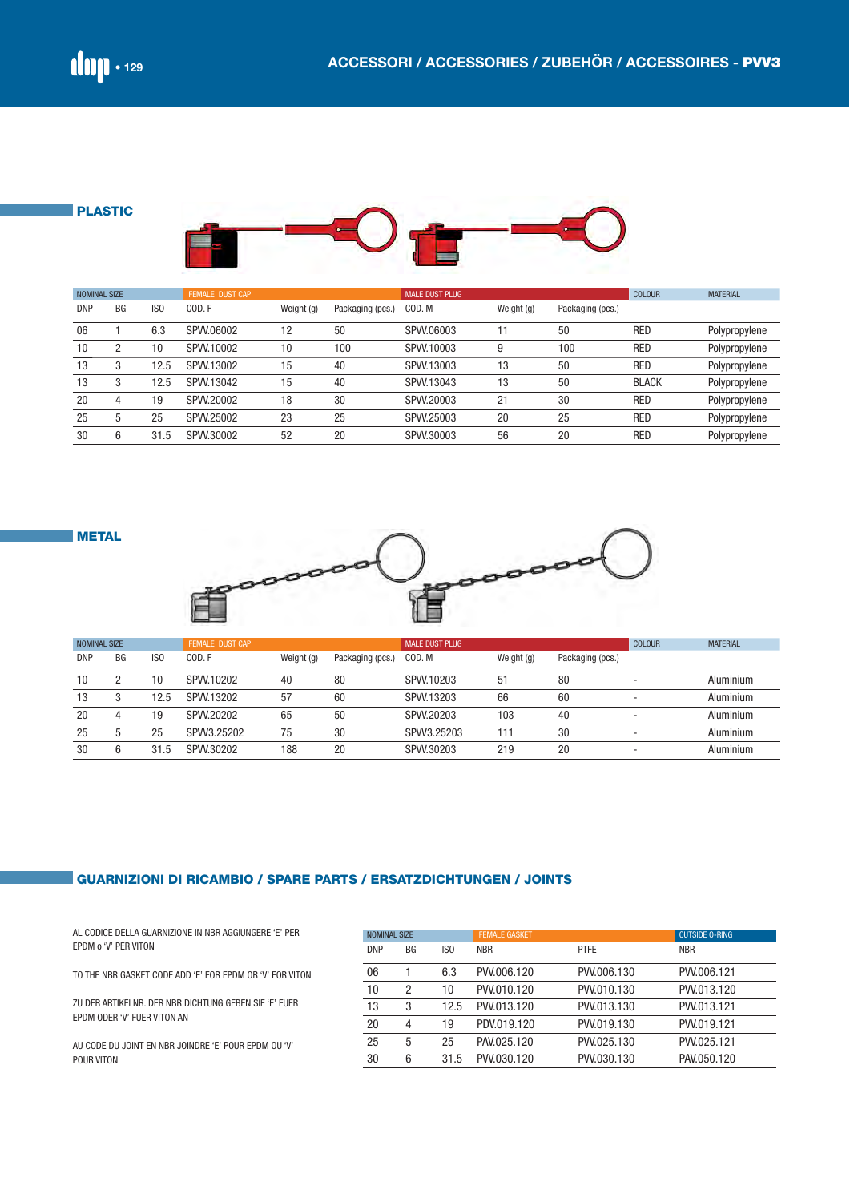## ACCESSORI / ACCESSORIES / ZUBEHÖR / ACCESSOIRES - PVV3

## PLASTIC

| NOMINAL SIZE | | | FEMALE DUST CAP | | | MALE DUST PLUG | | | COLOUR | MATERIAL |
|---|---|---|---|---|---|---|---|---|---|---|
| DNP | BG | ISO | COD. F | Weight (g) | Packaging (pcs.) | COD. M | Weight (g) | Packaging (pcs.) | | |
| 06 | 1 | 6.3 | SPVV.06002 | 12 | 50 | SPVV.06003 | 11 | 50 | RED | Polypropylene |
| 10 | 2 | 10 | SPVV.10002 | 10 | 100 | SPVV.10003 | 9 | 100 | RED | Polypropylene |
| 13 | 3 | 12.5 | SPVV.13002 | 15 | 40 | SPVV.13003 | 13 | 50 | RED | Polypropylene |
| 13 | 3 | 12.5 | SPVV.13042 | 15 | 40 | SPVV.13043 | 13 | 50 | BLACK | Polypropylene |
| 20 | 4 | 19 | SPVV.20002 | 18 | 30 | SPVV.20003 | 21 | 30 | RED | Polypropylene |
| 25 | 5 | 25 | SPVV.25002 | 23 | 25 | SPVV.25003 | 20 | 25 | RED | Polypropylene |
| 30 | 6 | 31.5 | SPVV.30002 | 52 | 20 | SPVV.30003 | 56 | 20 | RED | Polypropylene |

## METAL

| NOMINAL SIZE | | | FEMALE DUST CAP | | | MALE DUST PLUG | | | COLOUR | MATERIAL |
|---|---|---|---|---|---|---|---|---|---|---|
| DNP | BG | ISO | COD. F | Weight (g) | Packaging (pcs.) | COD. M | Weight (g) | Packaging (pcs.) | | |
| 10 | 2 | 10 | SPVV.10202 | 40 | 80 | SPVV.10203 | 51 | 80 | - | Aluminium |
| 13 | 3 | 12.5 | SPVV.13202 | 57 | 60 | SPVV.13203 | 66 | 60 | - | Aluminium |
| 20 | 4 | 19 | SPVV.20202 | 65 | 50 | SPVV.20203 | 103 | 40 | - | Aluminium |
| 25 | 5 | 25 | SPVV3.25202 | 75 | 30 | SPVV3.25203 | 111 | 30 | - | Aluminium |
| 30 | 6 | 31.5 | SPVV.30202 | 188 | 20 | SPVV.30203 | 219 | 20 | - | Aluminium |

## GUARNIZIONI DI RICAMBIO / SPARE PARTS / ERSATZDICHTUNGEN / JOINTS

AL CODICE DELLA GUARNIZIONE IN NBR AGGIUNGERE 'E' PER EPDM o 'V' PER VITON

TO THE NBR GASKET CODE ADD 'E' FOR EPDM OR 'V' FOR VITON

ZU DER ARTIKELNR. DER NBR DICHTUNG GEBEN SIE 'E' FUER EPDM ODER 'V' FUER VITON AN

AU CODE DU JOINT EN NBR JOINDRE 'E' POUR EPDM OU 'V' POUR VITON

| NOMINAL SIZE | | | FEMALE GASKET | | OUTSIDE O-RING |
|---|---|---|---|---|---|
| DNP | BG | ISO | NBR | PTFE | NBR |
| 06 | 1 | 6.3 | PVV.006.120 | PVV.006.130 | PVV.006.121 |
| 10 | 2 | 10 | PVV.010.120 | PVV.010.130 | PVV.013.120 |
| 13 | 3 | 12.5 | PVV.013.120 | PVV.013.130 | PVV.013.121 |
| 20 | 4 | 19 | PDV.019.120 | PVV.019.130 | PVV.019.121 |
| 25 | 5 | 25 | PAV.025.120 | PVV.025.130 | PVV.025.121 |
| 30 | 6 | 31.5 | PVV.030.120 | PVV.030.130 | PAV.050.120 |